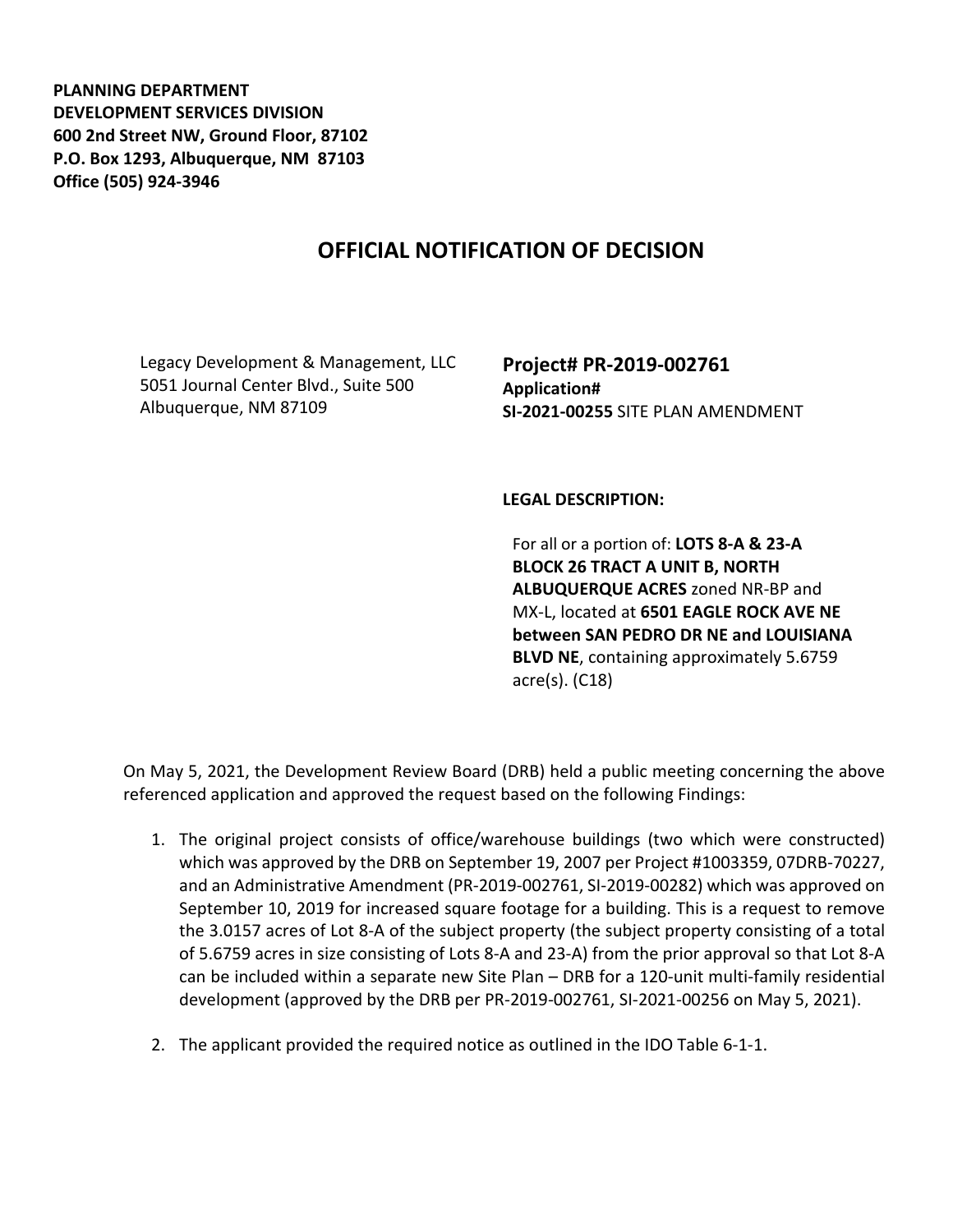**PLANNING DEPARTMENT**
**DEVELOPMENT SERVICES DIVISION**
**600 2nd Street NW, Ground Floor, 87102**
**P.O. Box 1293, Albuquerque, NM 87103**
**Office (505) 924-3946**

# OFFICIAL NOTIFICATION OF DECISION

Legacy Development & Management, LLC
5051 Journal Center Blvd., Suite 500
Albuquerque, NM 87109

**Project# PR-2019-002761**
**Application#**
**SI-2021-00255** SITE PLAN AMENDMENT

**LEGAL DESCRIPTION:**

For all or a portion of: **LOTS 8-A & 23-A BLOCK 26 TRACT A UNIT B, NORTH ALBUQUERQUE ACRES** zoned NR-BP and MX-L, located at **6501 EAGLE ROCK AVE NE between SAN PEDRO DR NE and LOUISIANA BLVD NE**, containing approximately 5.6759 acre(s). (C18)

On May 5, 2021, the Development Review Board (DRB) held a public meeting concerning the above referenced application and approved the request based on the following Findings:

1. The original project consists of office/warehouse buildings (two which were constructed) which was approved by the DRB on September 19, 2007 per Project #1003359, 07DRB-70227, and an Administrative Amendment (PR-2019-002761, SI-2019-00282) which was approved on September 10, 2019 for increased square footage for a building. This is a request to remove the 3.0157 acres of Lot 8-A of the subject property (the subject property consisting of a total of 5.6759 acres in size consisting of Lots 8-A and 23-A) from the prior approval so that Lot 8-A can be included within a separate new Site Plan – DRB for a 120-unit multi-family residential development (approved by the DRB per PR-2019-002761, SI-2021-00256 on May 5, 2021).

2. The applicant provided the required notice as outlined in the IDO Table 6-1-1.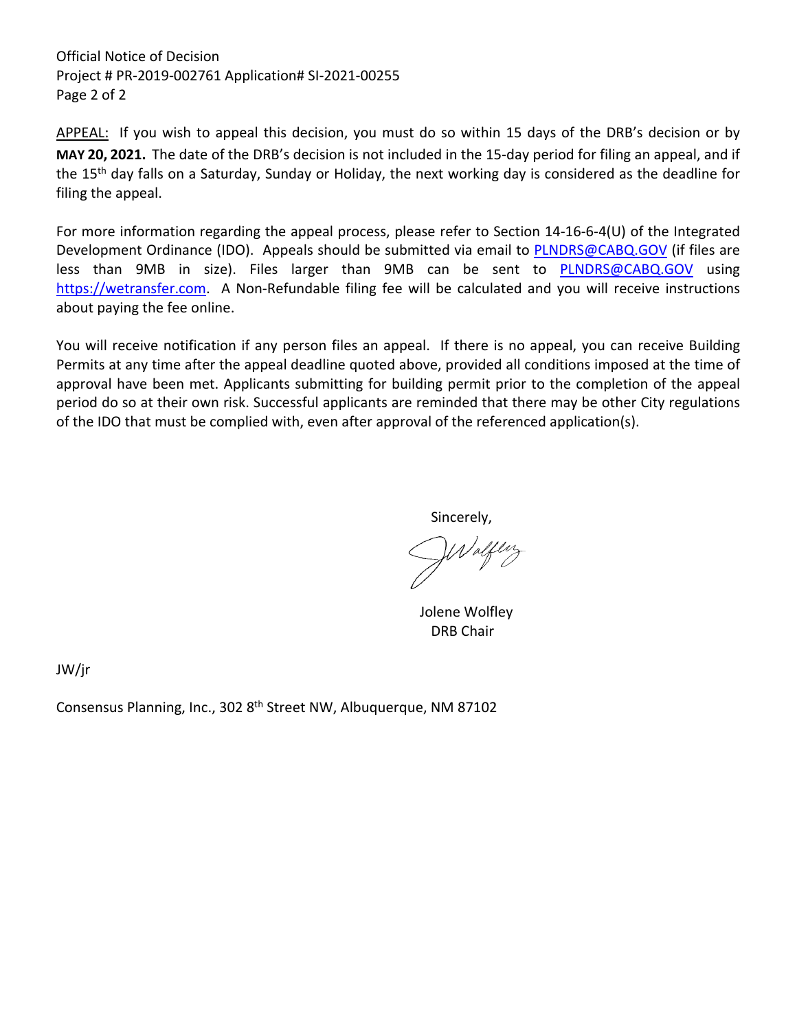APPEAL: If you wish to appeal this decision, you must do so within 15 days of the DRB's decision or by **MAY 20, 2021.** The date of the DRB's decision is not included in the 15-day period for filing an appeal, and if the 15th day falls on a Saturday, Sunday or Holiday, the next working day is considered as the deadline for filing the appeal.

For more information regarding the appeal process, please refer to Section 14-16-6-4(U) of the Integrated Development Ordinance (IDO). Appeals should be submitted via email to PLNDRS@CABQ.GOV (if files are less than 9MB in size). Files larger than 9MB can be sent to PLNDRS@CABQ.GOV using https://wetransfer.com. A Non-Refundable filing fee will be calculated and you will receive instructions about paying the fee online.

You will receive notification if any person files an appeal. If there is no appeal, you can receive Building Permits at any time after the appeal deadline quoted above, provided all conditions imposed at the time of approval have been met. Applicants submitting for building permit prior to the completion of the appeal period do so at their own risk. Successful applicants are reminded that there may be other City regulations of the IDO that must be complied with, even after approval of the referenced application(s).

Sincerely,

Jolene Wolfley
DRB Chair

JW/jr

Consensus Planning, Inc., 302 8th Street NW, Albuquerque, NM 87102